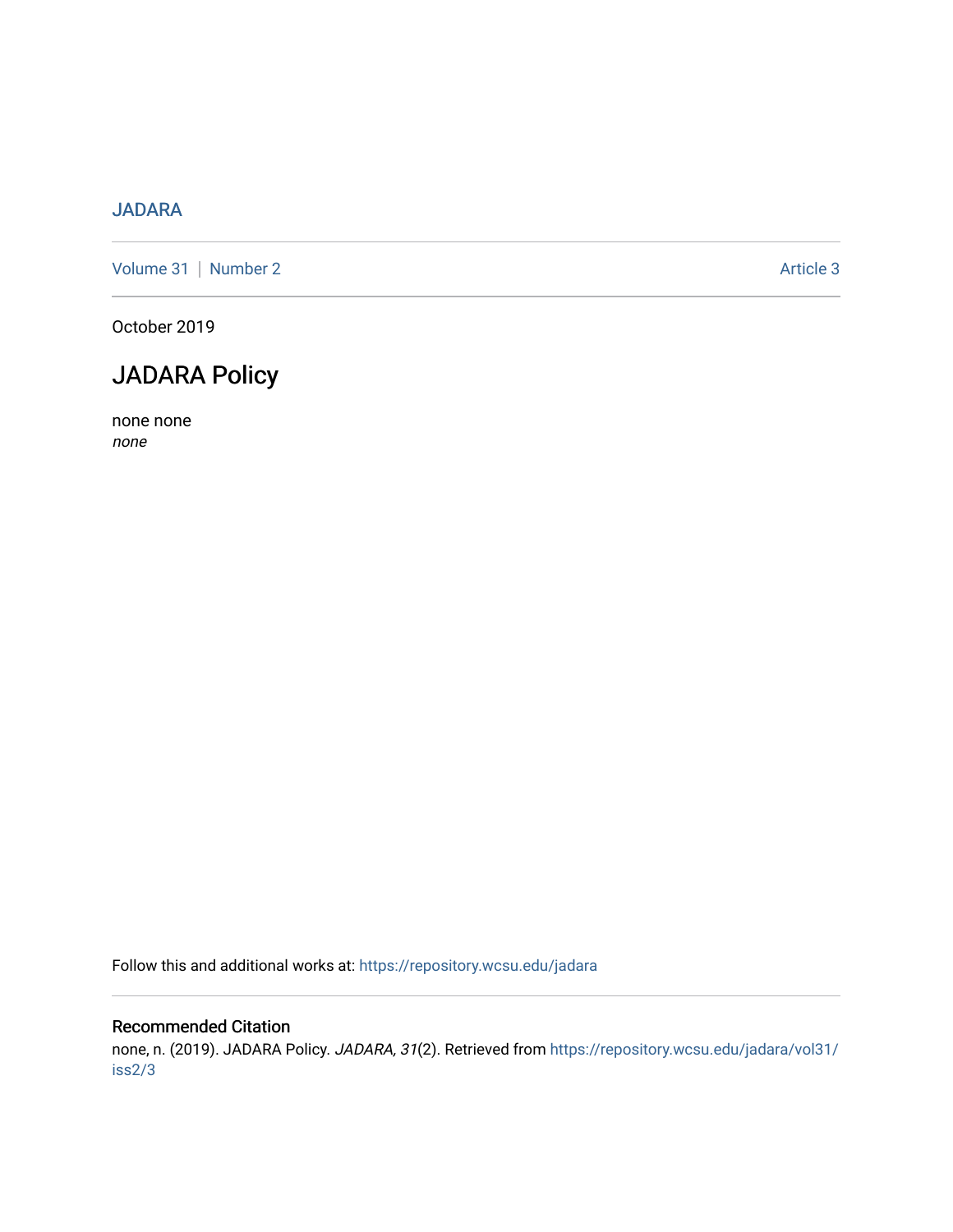JADARA

Volume 31 | Number 2 Article 3

October 2019

# JADARA Policy

none none
*none*

Follow this and additional works at: https://repository.wcsu.edu/jadara

## Recommended Citation

none, n. (2019). JADARA Policy. *JADARA, 31*(2). Retrieved from https://repository.wcsu.edu/jadara/vol31/iss2/3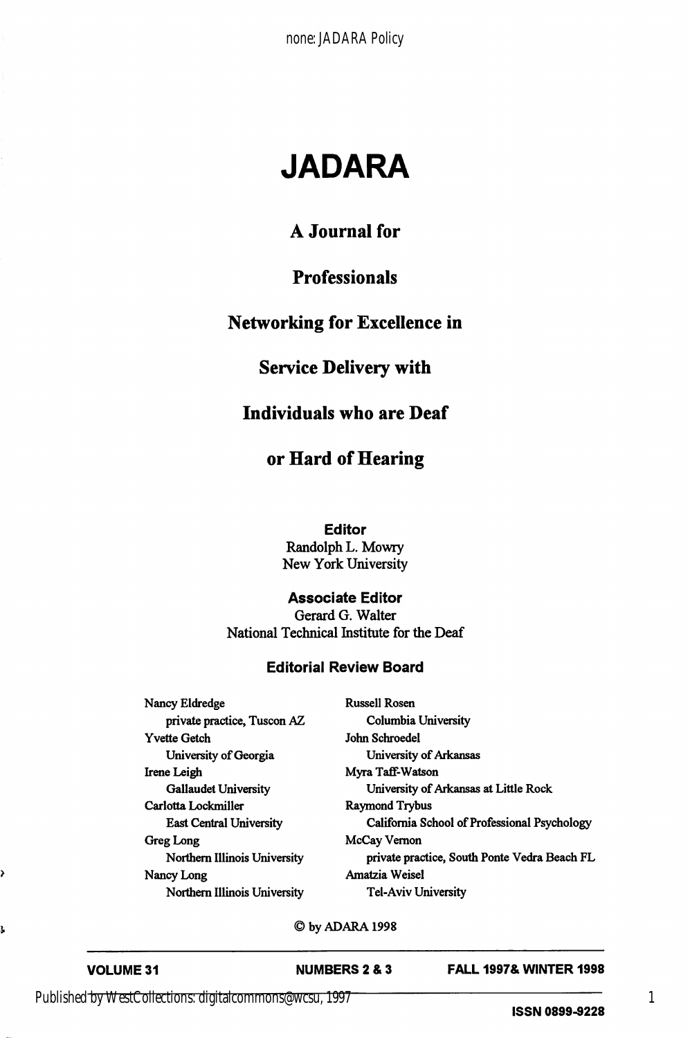# JADARA

## A Journal for

## Professionals

## Networking for Excellence in

## Service Delivery with

## Individuals who are Deaf

## or Hard of Hearing

**Editor**
Randolph L. Mowry
New York University

**Associate Editor**
Gerard G. Walter
National Technical Institute for the Deaf

**Editorial Review Board**

Nancy Eldredge
private practice, Tuscon AZ

Yvette Getch
University of Georgia

Irene Leigh
Gallaudet University

Carlotta Lockmiller
East Central University

Greg Long
Northern Illinois University

Nancy Long
Northern Illinois University

Russell Rosen
Columbia University

John Schroedel
University of Arkansas

Myra Taff-Watson
University of Arkansas at Little Rock

Raymond Trybus
California School of Professional Psychology

McCay Vernon
private practice, South Ponte Vedra Beach FL

Amatzia Weisel
Tel-Aviv University

© by ADARA 1998

**VOLUME 31** **NUMBERS 2 & 3** **FALL 1997& WINTER 1998**

**ISSN 0899-9228**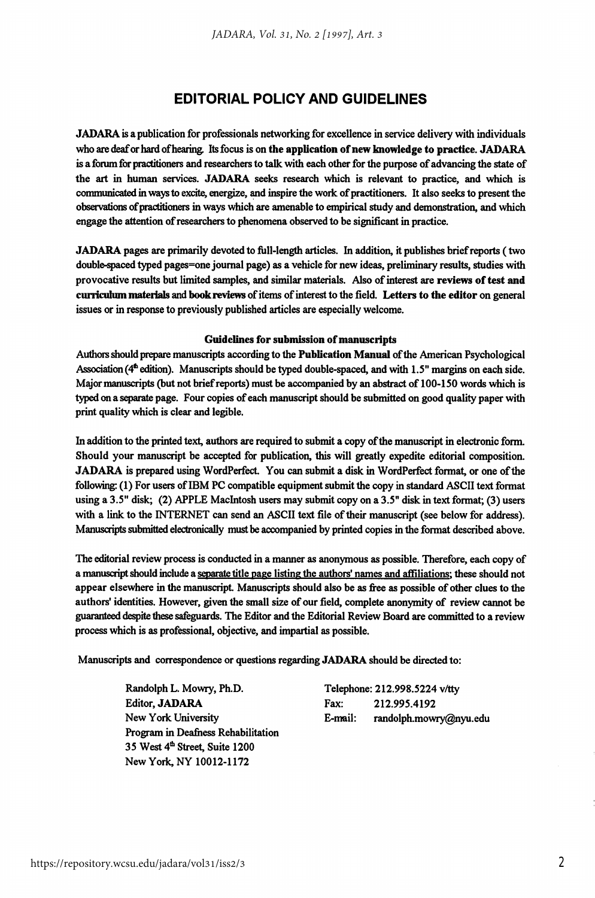## EDITORIAL POLICY AND GUIDELINES

**JADARA** is a publication for professionals networking for excellence in service delivery with individuals who are deaf or hard of hearing. Its focus is on **the application of new knowledge to practice. JADARA** is a forum for practitioners and researchers to talk with each other for the purpose of advancing the state of the art in human services. **JADARA** seeks research which is relevant to practice, and which is communicated in ways to excite, energize, and inspire the work of practitioners. It also seeks to present the observations of practitioners in ways which are amenable to empirical study and demonstration, and which engage the attention of researchers to phenomena observed to be significant in practice.

**JADARA** pages are primarily devoted to full-length articles. In addition, it publishes brief reports ( two double-spaced typed pages=one journal page) as a vehicle for new ideas, preliminary results, studies with provocative results but limited samples, and similar materials. Also of interest are **reviews of test and curriculum materials** and **book reviews** of items of interest to the field. **Letters to the editor** on general issues or in response to previously published articles are especially welcome.

### Guidelines for submission of manuscripts

Authors should prepare manuscripts according to the **Publication Manual** of the American Psychological Association (4th edition). Manuscripts should be typed double-spaced, and with 1.5" margins on each side. Major manuscripts (but not brief reports) must be accompanied by an abstract of 100-150 words which is typed on a separate page. Four copies of each manuscript should be submitted on good quality paper with print quality which is clear and legible.

In addition to the printed text, authors are required to submit a copy of the manuscript in electronic form. Should your manuscript be accepted for publication, this will greatly expedite editorial composition. **JADARA** is prepared using WordPerfect. You can submit a disk in WordPerfect format, or one of the following: (1) For users of IBM PC compatible equipment submit the copy in standard ASCII text format using a 3.5" disk; (2) APPLE MacIntosh users may submit copy on a 3.5" disk in text format; (3) users with a link to the INTERNET can send an ASCII text file of their manuscript (see below for address). Manuscripts submitted electronically must be accompanied by printed copies in the format described above.

The editorial review process is conducted in a manner as anonymous as possible. Therefore, each copy of a manuscript should include a separate title page listing the authors' names and affiliations; these should not appear elsewhere in the manuscript. Manuscripts should also be as free as possible of other clues to the authors' identities. However, given the small size of our field, complete anonymity of review cannot be guaranteed despite these safeguards. The Editor and the Editorial Review Board are committed to a review process which is as professional, objective, and impartial as possible.

Manuscripts and correspondence or questions regarding **JADARA** should be directed to:

Randolph L. Mowry, Ph.D.
Editor, **JADARA**
New York University
Program in Deafness Rehabilitation
35 West 4th Street, Suite 1200
New York, NY 10012-1172

Telephone: 212.998.5224 v/tty
Fax: 212.995.4192
E-mail: randolph.mowry@nyu.edu